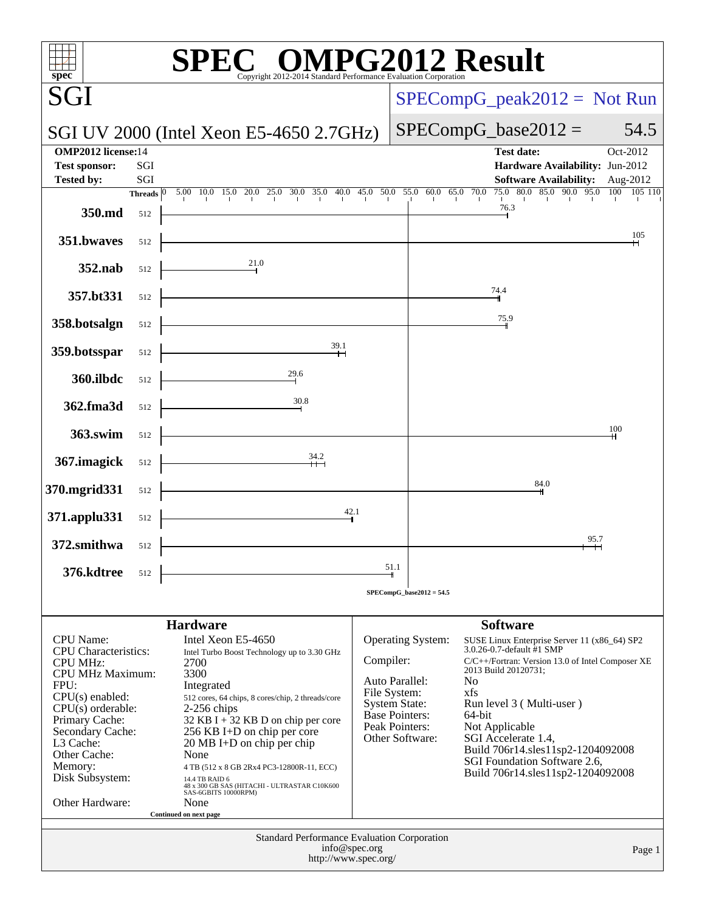# SPEC OMPG2012 Result

Copyright 2012-2014 Standard Performance Evaluation Corporation

## SGI

**SGI UV 2000 (Intel Xeon E5-4650 2.7GHz)**

SPECompG_peak2012 = Not Run

SPECompG_base2012 = 54.5

| | | | |
|---|---|---|---|
| **OMP2012 license:** | 14 | **Test date:** | Oct-2012 |
| **Test sponsor:** | SGI | **Hardware Availability:** | Jun-2012 |
| **Tested by:** | SGI | **Software Availability:** | Aug-2012 |

| Benchmark | Threads | Base Ratio |
|---|---|---|
| 350.md | 512 | 76.3 |
| 351.bwaves | 512 | 105 |
| 352.nab | 512 | 21.0 |
| 357.bt331 | 512 | 74.4 |
| 358.botsalgn | 512 | 75.9 |
| 359.botsspar | 512 | 39.1 |
| 360.ilbdc | 512 | 29.6 |
| 362.fma3d | 512 | 30.8 |
| 363.swim | 512 | 100 |
| 367.imagick | 512 | 34.2 |
| 370.mgrid331 | 512 | 84.0 |
| 371.applu331 | 512 | 42.1 |
| 372.smithwa | 512 | 95.7 |
| 376.kdtree | 512 | 51.1 |

SPECompG_base2012 = 54.5

## Hardware

| | |
|---|---|
| CPU Name: | Intel Xeon E5-4650 |
| CPU Characteristics: | Intel Turbo Boost Technology up to 3.30 GHz |
| CPU MHz: | 2700 |
| CPU MHz Maximum: | 3300 |
| FPU: | Integrated |
| CPU(s) enabled: | 512 cores, 64 chips, 8 cores/chip, 2 threads/core |
| CPU(s) orderable: | 2-256 chips |
| Primary Cache: | 32 KB I + 32 KB D on chip per core |
| Secondary Cache: | 256 KB I+D on chip per core |
| L3 Cache: | 20 MB I+D on chip per chip |
| Other Cache: | None |
| Memory: | 4 TB (512 x 8 GB 2Rx4 PC3-12800R-11, ECC) |
| Disk Subsystem: | 14.4 TB RAID 6 48 x 300 GB SAS (HITACHI - ULTRASTAR C10K600 SAS-6GBITS 10000RPM) |
| Other Hardware: | None |

Continued on next page

## Software

| | |
|---|---|
| Operating System: | SUSE Linux Enterprise Server 11 (x86_64) SP2 3.0.26-0.7-default #1 SMP |
| Compiler: | C/C++/Fortran: Version 13.0 of Intel Composer XE 2013 Build 20120731; |
| Auto Parallel: | No |
| File System: | xfs |
| System State: | Run level 3 ( Multi-user ) |
| Base Pointers: | 64-bit |
| Peak Pointers: | Not Applicable |
| Other Software: | SGI Accelerate 1.4, Build 706r14.sles11sp2-1204092008 SGI Foundation Software 2.6, Build 706r14.sles11sp2-1204092008 |

Standard Performance Evaluation Corporation
info@spec.org
http://www.spec.org/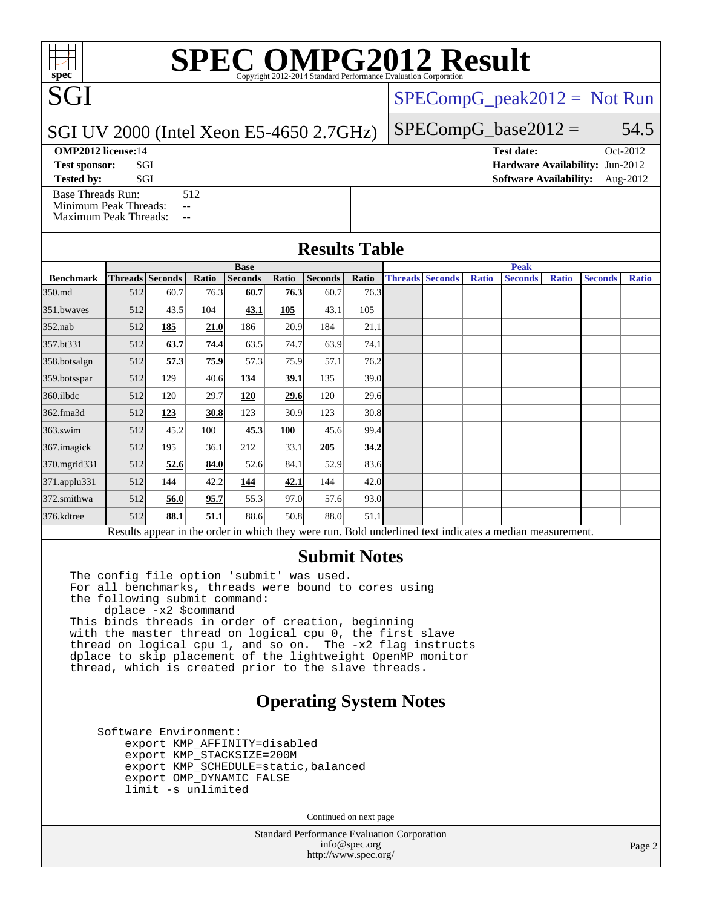# SPEC OMPG2012 Result

Copyright 2012-2014 Standard Performance Evaluation Corporation

## SGI

SGI UV 2000 (Intel Xeon E5-4650 2.7GHz)

SPECompG_peak2012 = Not Run

SPECompG_base2012 = 54.5

**OMP2012 license:** 14
**Test sponsor:** SGI
**Tested by:** SGI

**Test date:** Oct-2012
**Hardware Availability:** Jun-2012
**Software Availability:** Aug-2012

Base Threads Run: 512
Minimum Peak Threads: --
Maximum Peak Threads: --

## Results Table

| | Base | | | | | | | Peak | | | | | | |
|---|---|---|---|---|---|---|---|---|---|---|---|---|---|---|
| **Benchmark** | **Threads** | **Seconds** | **Ratio** | **Seconds** | **Ratio** | **Seconds** | **Ratio** | **Threads** | **Seconds** | **Ratio** | **Seconds** | **Ratio** | **Seconds** | **Ratio** |
| 350.md | 512 | 60.7 | 76.3 | **60.7** | **76.3** | 60.7 | 76.3 | | | | | | | |
| 351.bwaves | 512 | 43.5 | 104 | **43.1** | **105** | 43.1 | 105 | | | | | | | |
| 352.nab | 512 | **185** | **21.0** | 186 | 20.9 | 184 | 21.1 | | | | | | | |
| 357.bt331 | 512 | **63.7** | **74.4** | 63.5 | 74.7 | 63.9 | 74.1 | | | | | | | |
| 358.botsalgn | 512 | **57.3** | **75.9** | 57.3 | 75.9 | 57.1 | 76.2 | | | | | | | |
| 359.botsspar | 512 | 129 | 40.6 | **134** | **39.1** | 135 | 39.0 | | | | | | | |
| 360.ilbdc | 512 | 120 | 29.7 | **120** | **29.6** | 120 | 29.6 | | | | | | | |
| 362.fma3d | 512 | **123** | **30.8** | 123 | 30.9 | 123 | 30.8 | | | | | | | |
| 363.swim | 512 | 45.2 | 100 | **45.3** | **100** | 45.6 | 99.4 | | | | | | | |
| 367.imagick | 512 | 195 | 36.1 | 212 | 33.1 | **205** | **34.2** | | | | | | | |
| 370.mgrid331 | 512 | **52.6** | **84.0** | 52.6 | 84.1 | 52.9 | 83.6 | | | | | | | |
| 371.applu331 | 512 | 144 | 42.2 | **144** | **42.1** | 144 | 42.0 | | | | | | | |
| 372.smithwa | 512 | **56.0** | **95.7** | 55.3 | 97.0 | 57.6 | 93.0 | | | | | | | |
| 376.kdtree | 512 | **88.1** | **51.1** | 88.6 | 50.8 | 88.0 | 51.1 | | | | | | | |

Results appear in the order in which they were run. Bold underlined text indicates a median measurement.

## Submit Notes

```
The config file option 'submit' was used.
For all benchmarks, threads were bound to cores using
the following submit command:
    dplace -x2 $command
This binds threads in order of creation, beginning
with the master thread on logical cpu 0, the first slave
thread on logical cpu 1, and so on.  The -x2 flag instructs
dplace to skip placement of the lightweight OpenMP monitor
thread, which is created prior to the slave threads.
```

## Operating System Notes

```
Software Environment:
    export KMP_AFFINITY=disabled
    export KMP_STACKSIZE=200M
    export KMP_SCHEDULE=static,balanced
    export OMP_DYNAMIC FALSE
    limit -s unlimited
```

Continued on next page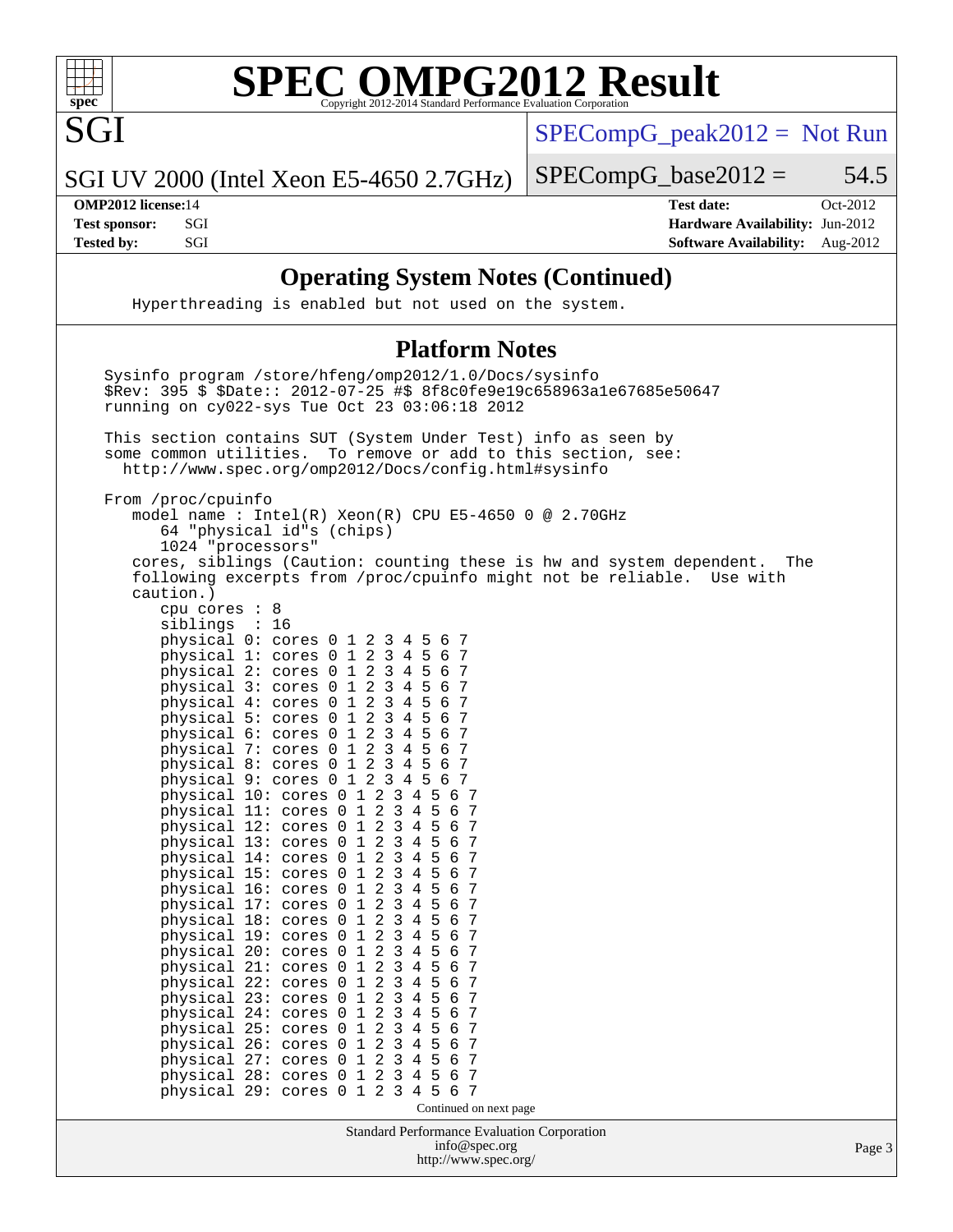## Operating System Notes (Continued)

```
Hyperthreading is enabled but not used on the system.
```

## Platform Notes

```
Sysinfo program /store/hfeng/omp2012/1.0/Docs/sysinfo
$Rev: 395 $ $Date:: 2012-07-25 #$ 8f8c0fe9e19c658963a1e67685e50647
running on cy022-sys Tue Oct 23 03:06:18 2012

This section contains SUT (System Under Test) info as seen by
some common utilities.  To remove or add to this section, see:
  http://www.spec.org/omp2012/Docs/config.html#sysinfo

From /proc/cpuinfo
    model name : Intel(R) Xeon(R) CPU E5-4650 0 @ 2.70GHz
       64 "physical id"s (chips)
       1024 "processors"
    cores, siblings (Caution: counting these is hw and system dependent.  The
    following excerpts from /proc/cpuinfo might not be reliable.  Use with
    caution.)
       cpu cores : 8
       siblings  : 16
       physical 0: cores 0 1 2 3 4 5 6 7
       physical 1: cores 0 1 2 3 4 5 6 7
       physical 2: cores 0 1 2 3 4 5 6 7
       physical 3: cores 0 1 2 3 4 5 6 7
       physical 4: cores 0 1 2 3 4 5 6 7
       physical 5: cores 0 1 2 3 4 5 6 7
       physical 6: cores 0 1 2 3 4 5 6 7
       physical 7: cores 0 1 2 3 4 5 6 7
       physical 8: cores 0 1 2 3 4 5 6 7
       physical 9: cores 0 1 2 3 4 5 6 7
       physical 10: cores 0 1 2 3 4 5 6 7
       physical 11: cores 0 1 2 3 4 5 6 7
       physical 12: cores 0 1 2 3 4 5 6 7
       physical 13: cores 0 1 2 3 4 5 6 7
       physical 14: cores 0 1 2 3 4 5 6 7
       physical 15: cores 0 1 2 3 4 5 6 7
       physical 16: cores 0 1 2 3 4 5 6 7
       physical 17: cores 0 1 2 3 4 5 6 7
       physical 18: cores 0 1 2 3 4 5 6 7
       physical 19: cores 0 1 2 3 4 5 6 7
       physical 20: cores 0 1 2 3 4 5 6 7
       physical 21: cores 0 1 2 3 4 5 6 7
       physical 22: cores 0 1 2 3 4 5 6 7
       physical 23: cores 0 1 2 3 4 5 6 7
       physical 24: cores 0 1 2 3 4 5 6 7
       physical 25: cores 0 1 2 3 4 5 6 7
       physical 26: cores 0 1 2 3 4 5 6 7
       physical 27: cores 0 1 2 3 4 5 6 7
       physical 28: cores 0 1 2 3 4 5 6 7
       physical 29: cores 0 1 2 3 4 5 6 7
```

Continued on next page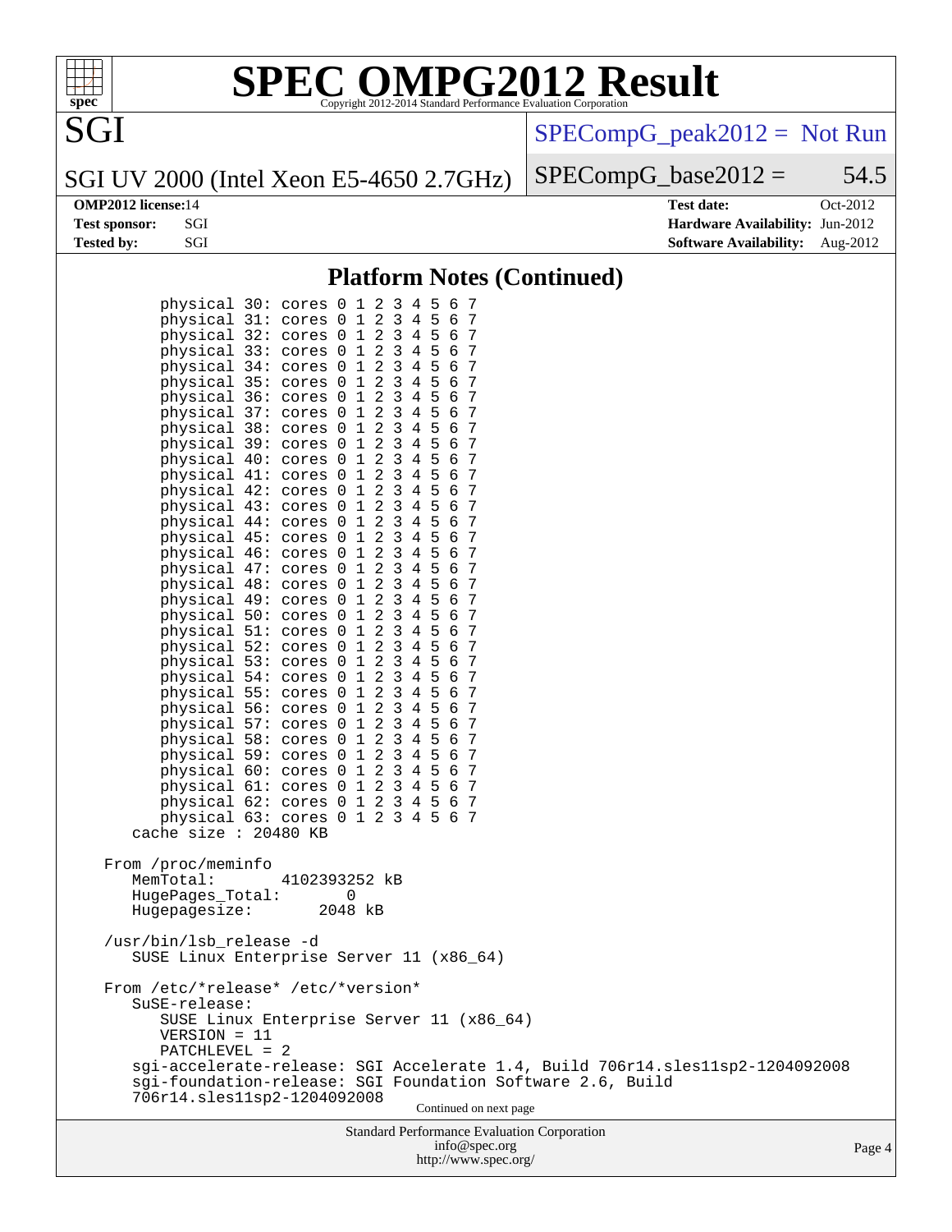## Platform Notes (Continued)

```
        physical 30: cores 0 1 2 3 4 5 6 7
        physical 31: cores 0 1 2 3 4 5 6 7
        physical 32: cores 0 1 2 3 4 5 6 7
        physical 33: cores 0 1 2 3 4 5 6 7
        physical 34: cores 0 1 2 3 4 5 6 7
        physical 35: cores 0 1 2 3 4 5 6 7
        physical 36: cores 0 1 2 3 4 5 6 7
        physical 37: cores 0 1 2 3 4 5 6 7
        physical 38: cores 0 1 2 3 4 5 6 7
        physical 39: cores 0 1 2 3 4 5 6 7
        physical 40: cores 0 1 2 3 4 5 6 7
        physical 41: cores 0 1 2 3 4 5 6 7
        physical 42: cores 0 1 2 3 4 5 6 7
        physical 43: cores 0 1 2 3 4 5 6 7
        physical 44: cores 0 1 2 3 4 5 6 7
        physical 45: cores 0 1 2 3 4 5 6 7
        physical 46: cores 0 1 2 3 4 5 6 7
        physical 47: cores 0 1 2 3 4 5 6 7
        physical 48: cores 0 1 2 3 4 5 6 7
        physical 49: cores 0 1 2 3 4 5 6 7
        physical 50: cores 0 1 2 3 4 5 6 7
        physical 51: cores 0 1 2 3 4 5 6 7
        physical 52: cores 0 1 2 3 4 5 6 7
        physical 53: cores 0 1 2 3 4 5 6 7
        physical 54: cores 0 1 2 3 4 5 6 7
        physical 55: cores 0 1 2 3 4 5 6 7
        physical 56: cores 0 1 2 3 4 5 6 7
        physical 57: cores 0 1 2 3 4 5 6 7
        physical 58: cores 0 1 2 3 4 5 6 7
        physical 59: cores 0 1 2 3 4 5 6 7
        physical 60: cores 0 1 2 3 4 5 6 7
        physical 61: cores 0 1 2 3 4 5 6 7
        physical 62: cores 0 1 2 3 4 5 6 7
        physical 63: cores 0 1 2 3 4 5 6 7
    cache size : 20480 KB

 From /proc/meminfo
    MemTotal:       4102393252 kB
    HugePages_Total:         0
    Hugepagesize:         2048 kB

 /usr/bin/lsb_release -d
    SUSE Linux Enterprise Server 11 (x86_64)

 From /etc/*release* /etc/*version*
    SuSE-release:
       SUSE Linux Enterprise Server 11 (x86_64)
       VERSION = 11
       PATCHLEVEL = 2
    sgi-accelerate-release: SGI Accelerate 1.4, Build 706r14.sles11sp2-1204092008
    sgi-foundation-release: SGI Foundation Software 2.6, Build
    706r14.sles11sp2-1204092008
```

Continued on next page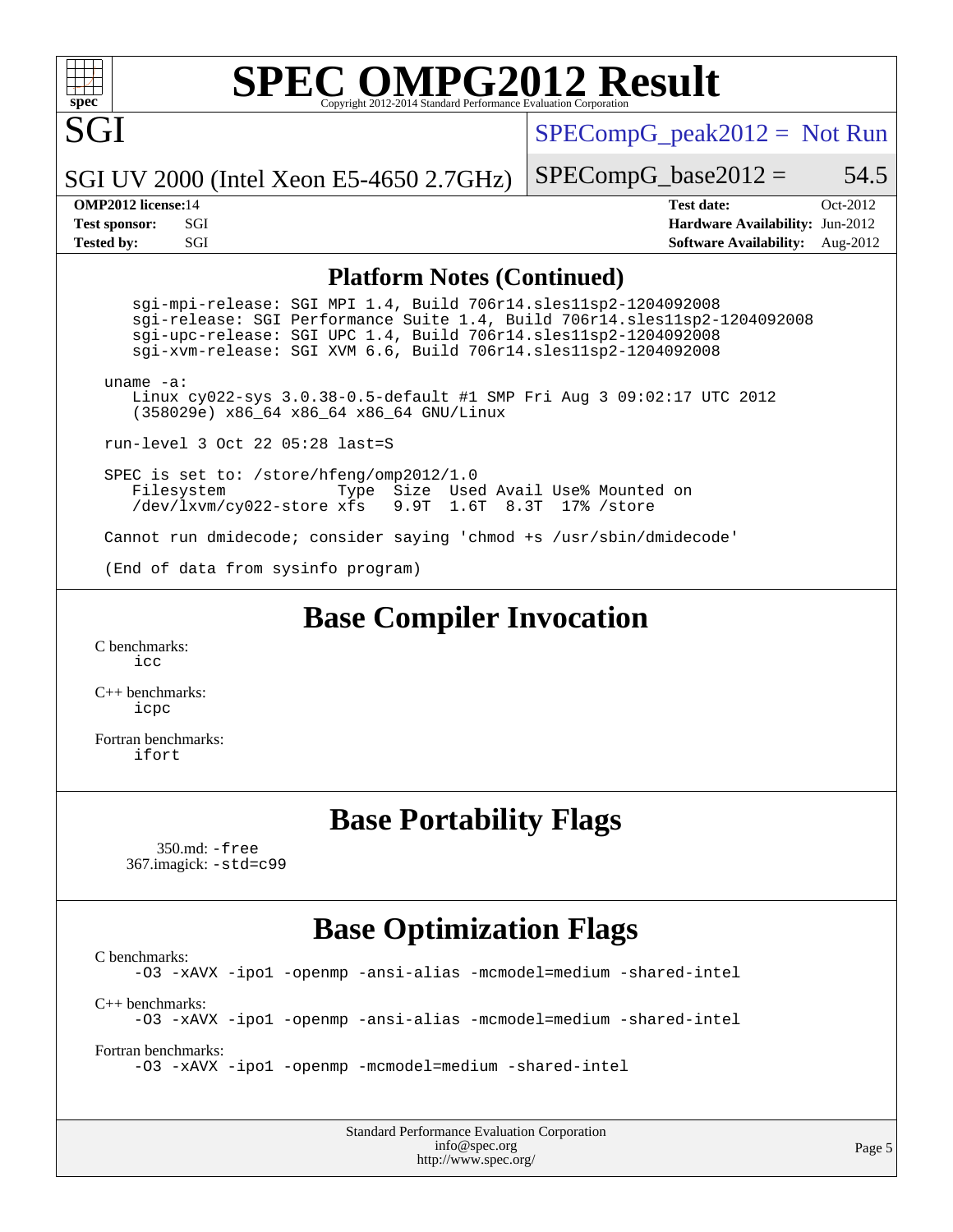# SPEC OMPG2012 Result

Copyright 2012-2014 Standard Performance Evaluation Corporation

**SGI**

SGI UV 2000 (Intel Xeon E5-4650 2.7GHz)

SPECompG_peak2012 = Not Run

SPECompG_base2012 = 54.5

| | | | |
|---|---|---|---|
| **OMP2012 license:** | 14 | **Test date:** | Oct-2012 |
| **Test sponsor:** | SGI | **Hardware Availability:** | Jun-2012 |
| **Tested by:** | SGI | **Software Availability:** | Aug-2012 |

## Platform Notes (Continued)

```
    sgi-mpi-release: SGI MPI 1.4, Build 706r14.sles11sp2-1204092008
    sgi-release: SGI Performance Suite 1.4, Build 706r14.sles11sp2-1204092008
    sgi-upc-release: SGI UPC 1.4, Build 706r14.sles11sp2-1204092008
    sgi-xvm-release: SGI XVM 6.6, Build 706r14.sles11sp2-1204092008

uname -a:
    Linux cy022-sys 3.0.38-0.5-default #1 SMP Fri Aug 3 09:02:17 UTC 2012
    (358029e) x86_64 x86_64 x86_64 GNU/Linux

run-level 3 Oct 22 05:28 last=S

SPEC is set to: /store/hfeng/omp2012/1.0
    Filesystem              Type  Size  Used Avail Use% Mounted on
    /dev/lxvm/cy022-store xfs   9.9T  1.6T  8.3T  17% /store

Cannot run dmidecode; consider saying 'chmod +s /usr/sbin/dmidecode'

(End of data from sysinfo program)
```

## Base Compiler Invocation

C benchmarks:
    icc

C++ benchmarks:
    icpc

Fortran benchmarks:
    ifort

## Base Portability Flags

350.md: -free
367.imagick: -std=c99

## Base Optimization Flags

C benchmarks:
    -O3 -xAVX -ipo1 -openmp -ansi-alias -mcmodel=medium -shared-intel

C++ benchmarks:
    -O3 -xAVX -ipo1 -openmp -ansi-alias -mcmodel=medium -shared-intel

Fortran benchmarks:
    -O3 -xAVX -ipo1 -openmp -mcmodel=medium -shared-intel

Standard Performance Evaluation Corporation
info@spec.org
http://www.spec.org/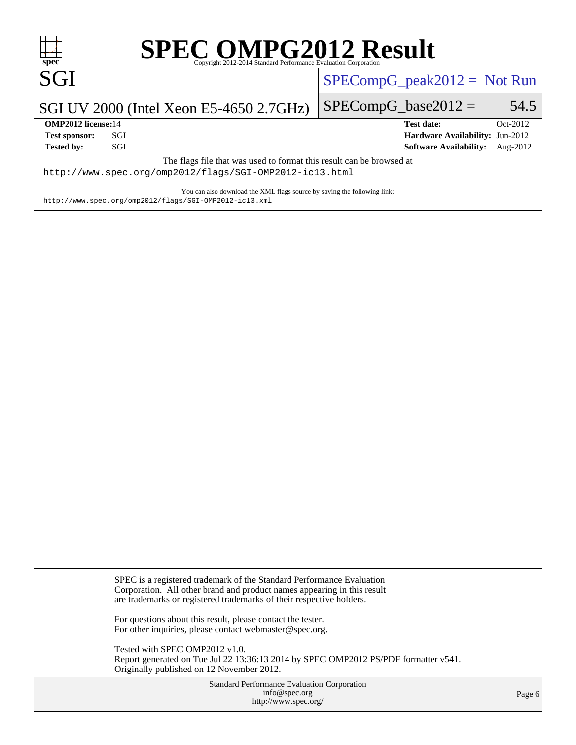# SPEC OMPG2012 Result

Copyright 2012-2014 Standard Performance Evaluation Corporation

SGI

SGI UV 2000 (Intel Xeon E5-4650 2.7GHz)

SPECompG_peak2012 = Not Run

SPECompG_base2012 = 54.5

| | | | |
|---|---|---|---|
| **OMP2012 license:** | 14 | **Test date:** | Oct-2012 |
| **Test sponsor:** | SGI | **Hardware Availability:** | Jun-2012 |
| **Tested by:** | SGI | **Software Availability:** | Aug-2012 |

The flags file that was used to format this result can be browsed at
http://www.spec.org/omp2012/flags/SGI-OMP2012-ic13.html

You can also download the XML flags source by saving the following link:
http://www.spec.org/omp2012/flags/SGI-OMP2012-ic13.xml

SPEC is a registered trademark of the Standard Performance Evaluation Corporation. All other brand and product names appearing in this result are trademarks or registered trademarks of their respective holders.

For questions about this result, please contact the tester.
For other inquiries, please contact webmaster@spec.org.

Tested with SPEC OMP2012 v1.0.
Report generated on Tue Jul 22 13:36:13 2014 by SPEC OMP2012 PS/PDF formatter v541.
Originally published on 12 November 2012.

Standard Performance Evaluation Corporation
info@spec.org
http://www.spec.org/